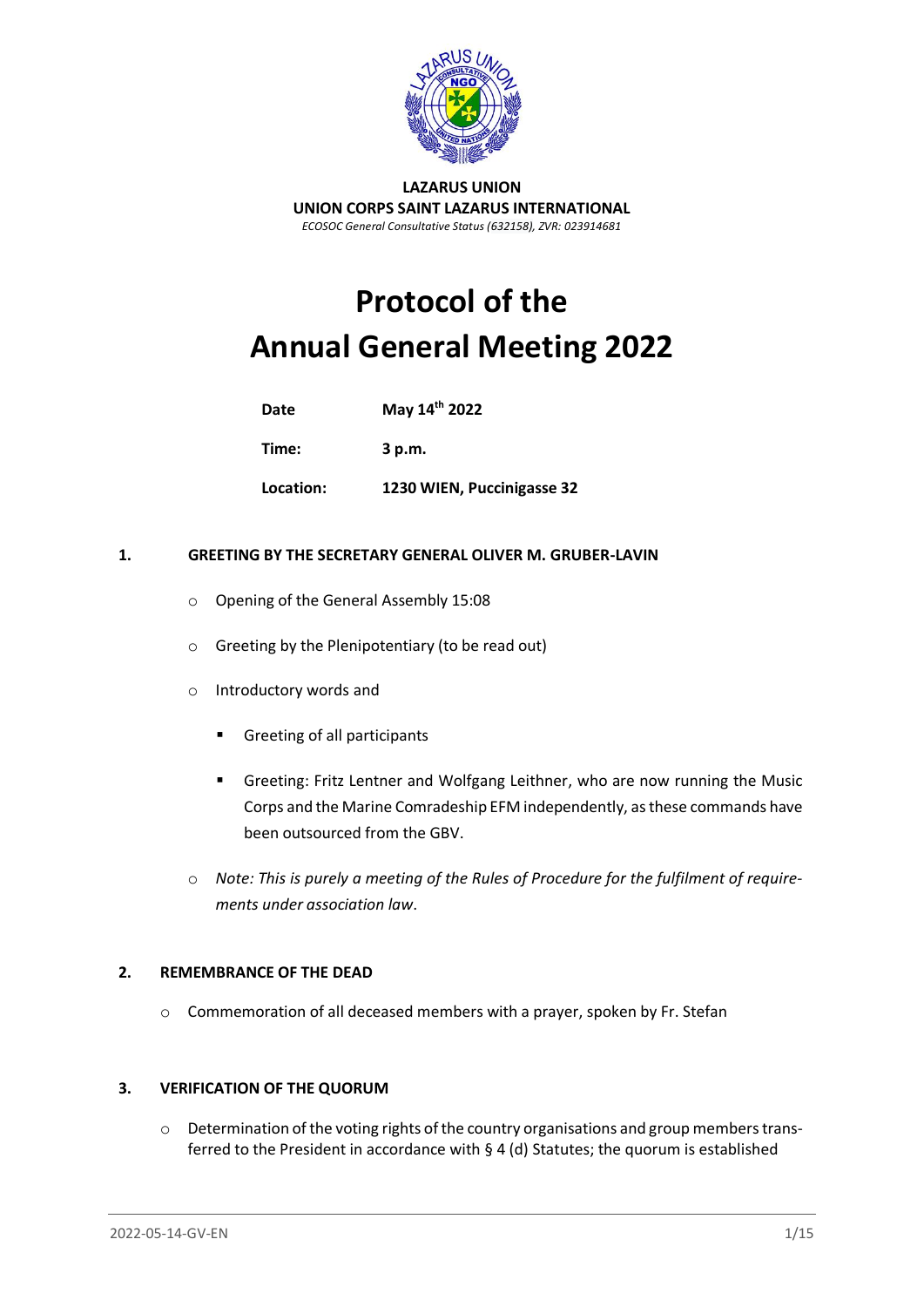**LAZARUS UNION**
**UNION CORPS SAINT LAZARUS INTERNATIONAL**
*ECOSOC General Consultative Status (632158), ZVR: 023914681*

# Protocol of the Annual General Meeting 2022

| | |
|---|---|
| **Date** | **May 14th 2022** |
| **Time:** | **3 p.m.** |
| **Location:** | **1230 WIEN, Puccinigasse 32** |

## 1. GREETING BY THE SECRETARY GENERAL OLIVER M. GRUBER-LAVIN

- Opening of the General Assembly 15:08
- Greeting by the Plenipotentiary (to be read out)
- Introductory words and
  - Greeting of all participants
  - Greeting: Fritz Lentner and Wolfgang Leithner, who are now running the Music Corps and the Marine Comradeship EFM independently, as these commands have been outsourced from the GBV.
- *Note: This is purely a meeting of the Rules of Procedure for the fulfilment of requirements under association law.*

## 2. REMEMBRANCE OF THE DEAD

- Commemoration of all deceased members with a prayer, spoken by Fr. Stefan

## 3. VERIFICATION OF THE QUORUM

- Determination of the voting rights of the country organisations and group members transferred to the President in accordance with § 4 (d) Statutes; the quorum is established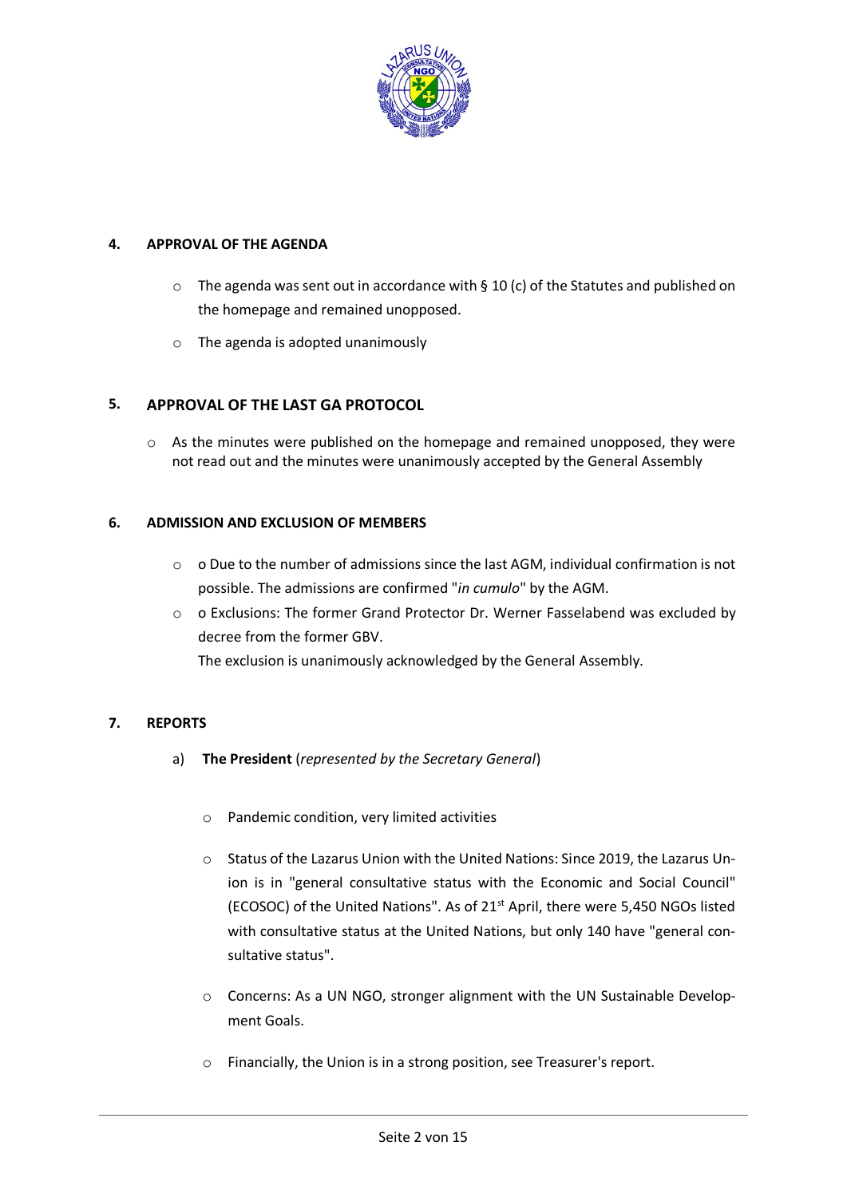## 4. APPROVAL OF THE AGENDA

- The agenda was sent out in accordance with § 10 (c) of the Statutes and published on the homepage and remained unopposed.
- The agenda is adopted unanimously

## 5. APPROVAL OF THE LAST GA PROTOCOL

- As the minutes were published on the homepage and remained unopposed, they were not read out and the minutes were unanimously accepted by the General Assembly

## 6. ADMISSION AND EXCLUSION OF MEMBERS

- o Due to the number of admissions since the last AGM, individual confirmation is not possible. The admissions are confirmed "*in cumulo*" by the AGM.
- o Exclusions: The former Grand Protector Dr. Werner Fasselabend was excluded by decree from the former GBV.
  The exclusion is unanimously acknowledged by the General Assembly.

## 7. REPORTS

a) **The President** (*represented by the Secretary General*)

- Pandemic condition, very limited activities
- Status of the Lazarus Union with the United Nations: Since 2019, the Lazarus Union is in "general consultative status with the Economic and Social Council" (ECOSOC) of the United Nations". As of 21st April, there were 5,450 NGOs listed with consultative status at the United Nations, but only 140 have "general consultative status".
- Concerns: As a UN NGO, stronger alignment with the UN Sustainable Development Goals.
- Financially, the Union is in a strong position, see Treasurer's report.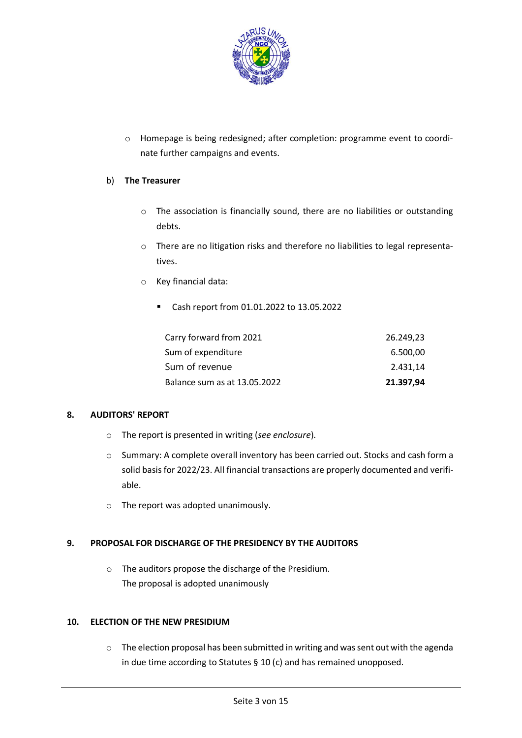- Homepage is being redesigned; after completion: programme event to coordinate further campaigns and events.

b) **The Treasurer**

- The association is financially sound, there are no liabilities or outstanding debts.
- There are no litigation risks and therefore no liabilities to legal representatives.
- Key financial data:
  - Cash report from 01.01.2022 to 13.05.2022

| | |
|---|---:|
| Carry forward from 2021 | 26.249,23 |
| Sum of expenditure | 6.500,00 |
| Sum of revenue | 2.431,14 |
| Balance sum as at 13.05.2022 | **21.397,94** |

## 8. AUDITORS' REPORT

- The report is presented in writing (*see enclosure*).
- Summary: A complete overall inventory has been carried out. Stocks and cash form a solid basis for 2022/23. All financial transactions are properly documented and verifiable.
- The report was adopted unanimously.

## 9. PROPOSAL FOR DISCHARGE OF THE PRESIDENCY BY THE AUDITORS

- The auditors propose the discharge of the Presidium.
  The proposal is adopted unanimously

## 10. ELECTION OF THE NEW PRESIDIUM

- The election proposal has been submitted in writing and was sent out with the agenda in due time according to Statutes § 10 (c) and has remained unopposed.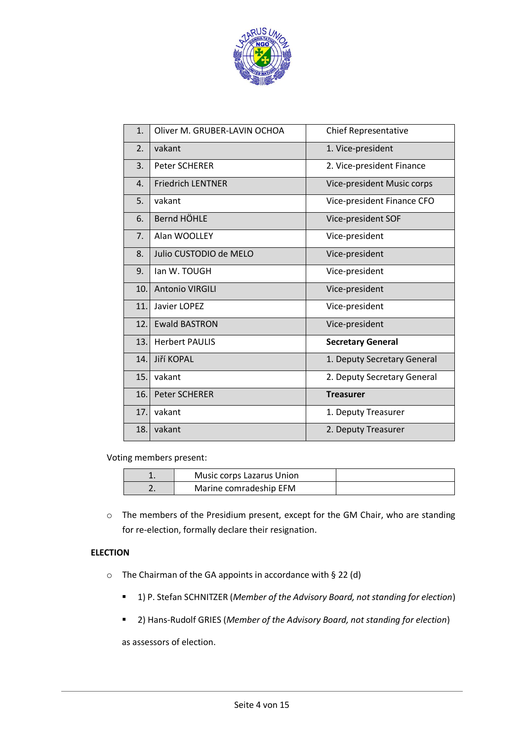| 1. | Oliver M. GRUBER-LAVIN OCHOA | Chief Representative |
|---|---|---|
| 2. | vakant | 1. Vice-president |
| 3. | Peter SCHERER | 2. Vice-president Finance |
| 4. | Friedrich LENTNER | Vice-president Music corps |
| 5. | vakant | Vice-president Finance CFO |
| 6. | Bernd HÖHLE | Vice-president SOF |
| 7. | Alan WOOLLEY | Vice-president |
| 8. | Julio CUSTODIO de MELO | Vice-president |
| 9. | Ian W. TOUGH | Vice-president |
| 10. | Antonio VIRGILI | Vice-president |
| 11. | Javier LOPEZ | Vice-president |
| 12. | Ewald BASTRON | Vice-president |
| 13. | Herbert PAULIS | **Secretary General** |
| 14. | Jiří KOPAL | 1. Deputy Secretary General |
| 15. | vakant | 2. Deputy Secretary General |
| 16. | Peter SCHERER | **Treasurer** |
| 17. | vakant | 1. Deputy Treasurer |
| 18. | vakant | 2. Deputy Treasurer |

Voting members present:

| 1. | Music corps Lazarus Union | |
|---|---|---|
| 2. | Marine comradeship EFM | |

- The members of the Presidium present, except for the GM Chair, who are standing for re-election, formally declare their resignation.

**ELECTION**

- The Chairman of the GA appoints in accordance with § 22 (d)
  - 1) P. Stefan SCHNITZER (*Member of the Advisory Board, not standing for election*)
  - 2) Hans-Rudolf GRIES (*Member of the Advisory Board, not standing for election*)

  as assessors of election.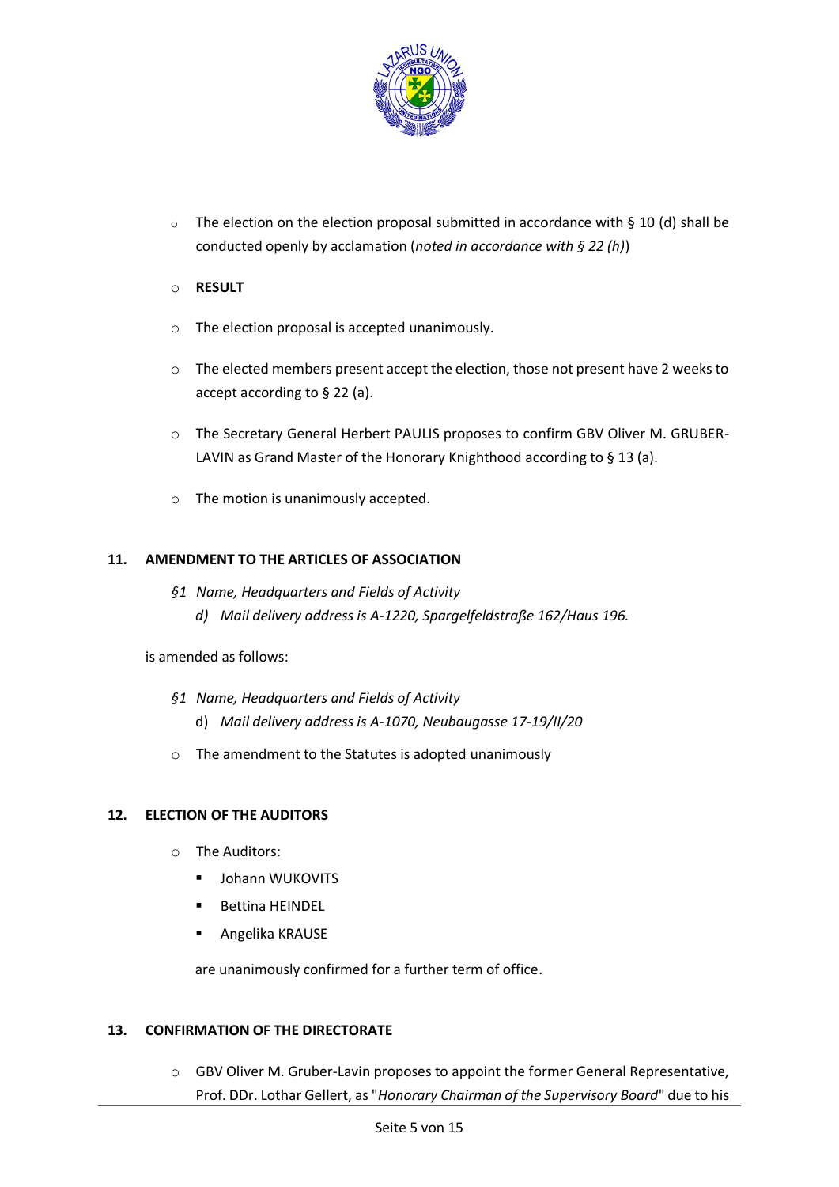- The election on the election proposal submitted in accordance with § 10 (d) shall be conducted openly by acclamation (*noted in accordance with § 22 (h)*)
- **RESULT**
- The election proposal is accepted unanimously.
- The elected members present accept the election, those not present have 2 weeks to accept according to § 22 (a).
- The Secretary General Herbert PAULIS proposes to confirm GBV Oliver M. GRUBER-LAVIN as Grand Master of the Honorary Knighthood according to § 13 (a).
- The motion is unanimously accepted.

## 11. AMENDMENT TO THE ARTICLES OF ASSOCIATION

*§1 Name, Headquarters and Fields of Activity*

*d) Mail delivery address is A-1220, Spargelfeldstraße 162/Haus 196.*

is amended as follows:

*§1 Name, Headquarters and Fields of Activity*

d) *Mail delivery address is A-1070, Neubaugasse 17-19/II/20*

- The amendment to the Statutes is adopted unanimously

## 12. ELECTION OF THE AUDITORS

- The Auditors:
  - Johann WUKOVITS
  - Bettina HEINDEL
  - Angelika KRAUSE

  are unanimously confirmed for a further term of office.

## 13. CONFIRMATION OF THE DIRECTORATE

- GBV Oliver M. Gruber-Lavin proposes to appoint the former General Representative, Prof. DDr. Lothar Gellert, as "*Honorary Chairman of the Supervisory Board*" due to his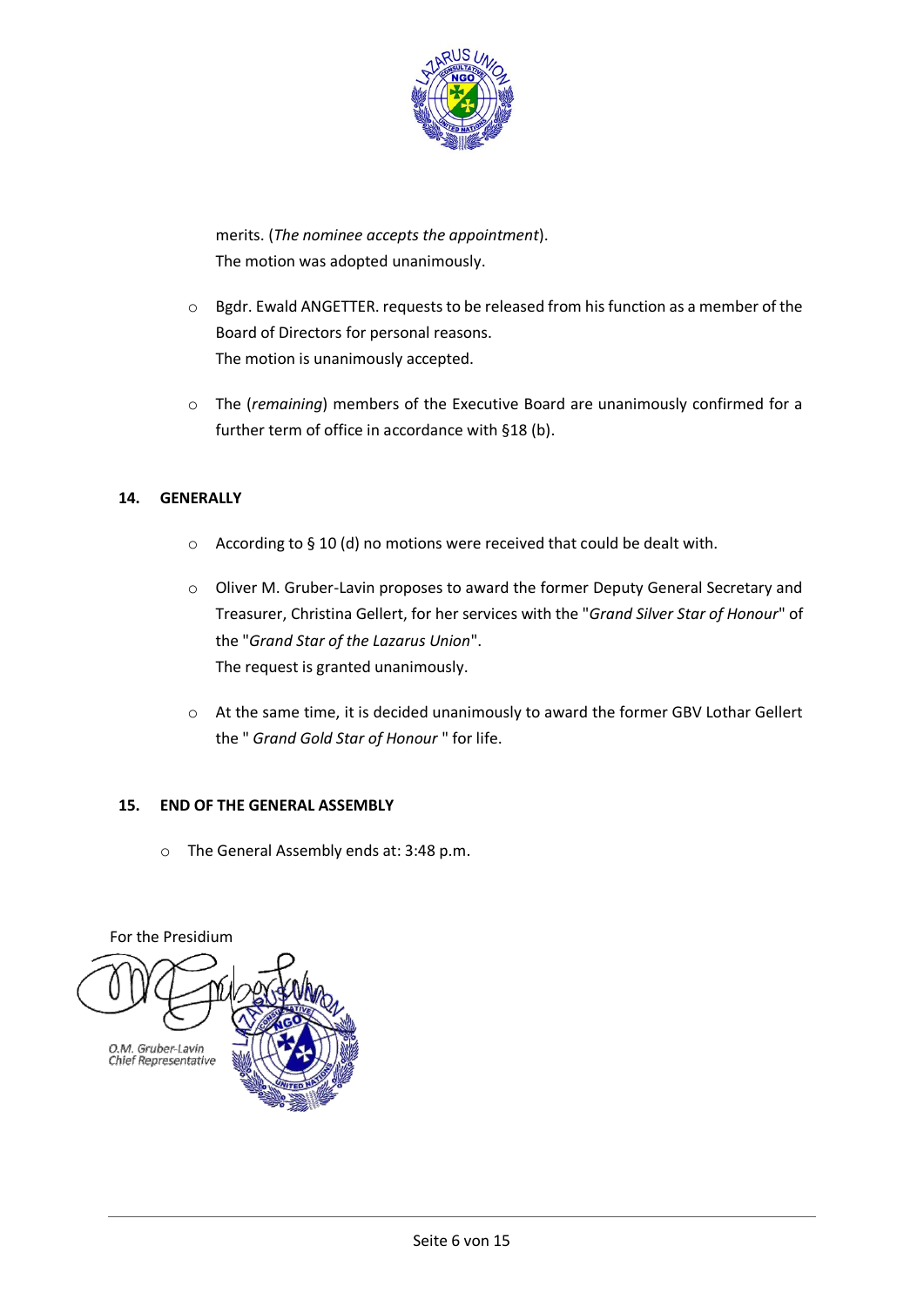merits. (*The nominee accepts the appointment*).
The motion was adopted unanimously.

- Bgdr. Ewald ANGETTER. requests to be released from his function as a member of the Board of Directors for personal reasons.
  The motion is unanimously accepted.

- The (*remaining*) members of the Executive Board are unanimously confirmed for a further term of office in accordance with §18 (b).

## 14. GENERALLY

- According to § 10 (d) no motions were received that could be dealt with.

- Oliver M. Gruber-Lavin proposes to award the former Deputy General Secretary and Treasurer, Christina Gellert, for her services with the "*Grand Silver Star of Honour*" of the "*Grand Star of the Lazarus Union*".
  The request is granted unanimously.

- At the same time, it is decided unanimously to award the former GBV Lothar Gellert the " *Grand Gold Star of Honour* " for life.

## 15. END OF THE GENERAL ASSEMBLY

- The General Assembly ends at: 3:48 p.m.

For the Presidium

O.M. Gruber-Lavin
Chief Representative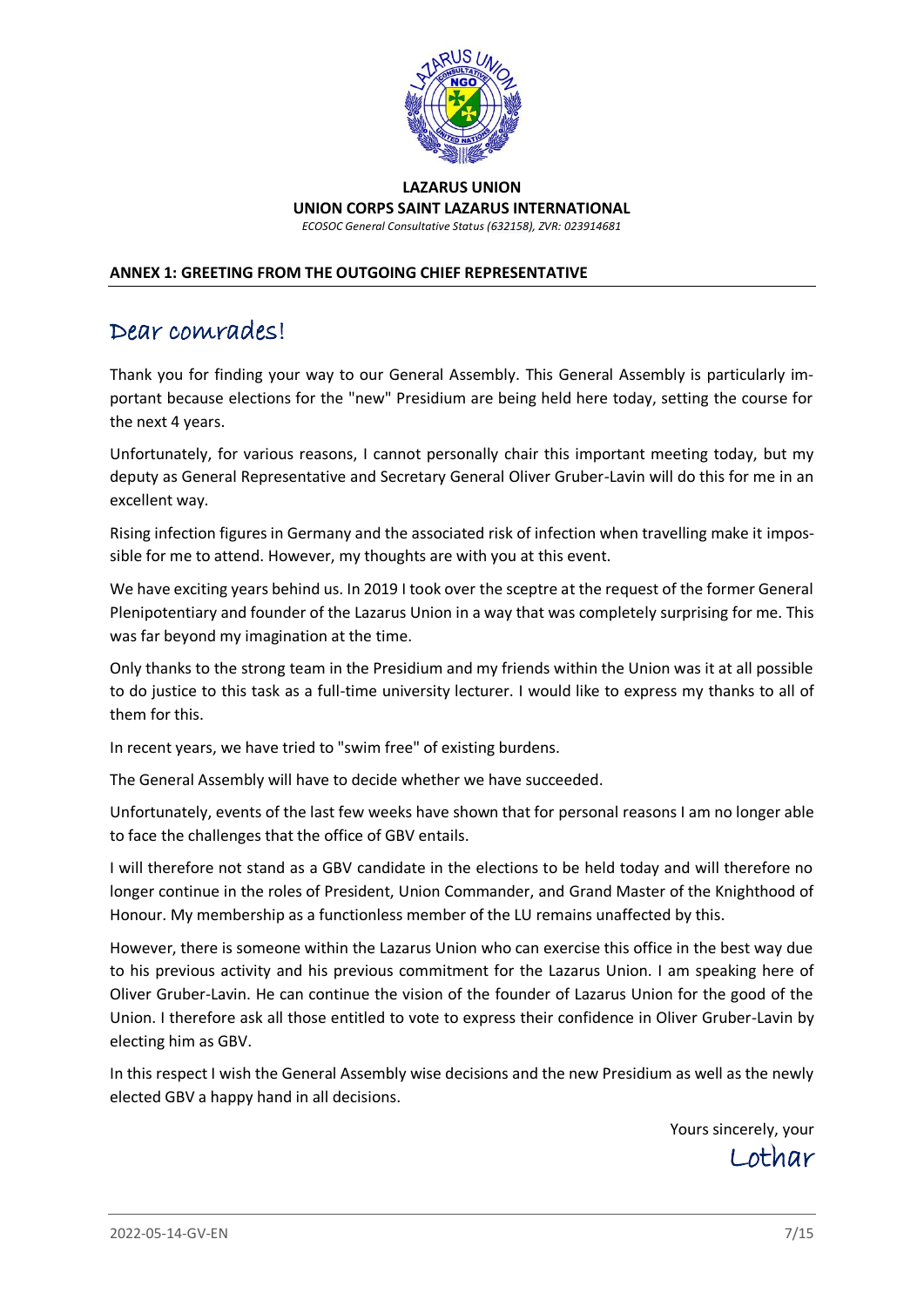**LAZARUS UNION**
**UNION CORPS SAINT LAZARUS INTERNATIONAL**
*ECOSOC General Consultative Status (632158), ZVR: 023914681*

**ANNEX 1: GREETING FROM THE OUTGOING CHIEF REPRESENTATIVE**

# Dear comrades!

Thank you for finding your way to our General Assembly. This General Assembly is particularly important because elections for the "new" Presidium are being held here today, setting the course for the next 4 years.

Unfortunately, for various reasons, I cannot personally chair this important meeting today, but my deputy as General Representative and Secretary General Oliver Gruber-Lavin will do this for me in an excellent way.

Rising infection figures in Germany and the associated risk of infection when travelling make it impossible for me to attend. However, my thoughts are with you at this event.

We have exciting years behind us. In 2019 I took over the sceptre at the request of the former General Plenipotentiary and founder of the Lazarus Union in a way that was completely surprising for me. This was far beyond my imagination at the time.

Only thanks to the strong team in the Presidium and my friends within the Union was it at all possible to do justice to this task as a full-time university lecturer. I would like to express my thanks to all of them for this.

In recent years, we have tried to "swim free" of existing burdens.

The General Assembly will have to decide whether we have succeeded.

Unfortunately, events of the last few weeks have shown that for personal reasons I am no longer able to face the challenges that the office of GBV entails.

I will therefore not stand as a GBV candidate in the elections to be held today and will therefore no longer continue in the roles of President, Union Commander, and Grand Master of the Knighthood of Honour. My membership as a functionless member of the LU remains unaffected by this.

However, there is someone within the Lazarus Union who can exercise this office in the best way due to his previous activity and his previous commitment for the Lazarus Union. I am speaking here of Oliver Gruber-Lavin. He can continue the vision of the founder of Lazarus Union for the good of the Union. I therefore ask all those entitled to vote to express their confidence in Oliver Gruber-Lavin by electing him as GBV.

In this respect I wish the General Assembly wise decisions and the new Presidium as well as the newly elected GBV a happy hand in all decisions.

Yours sincerely, your

Lothar

2022-05-14-GV-EN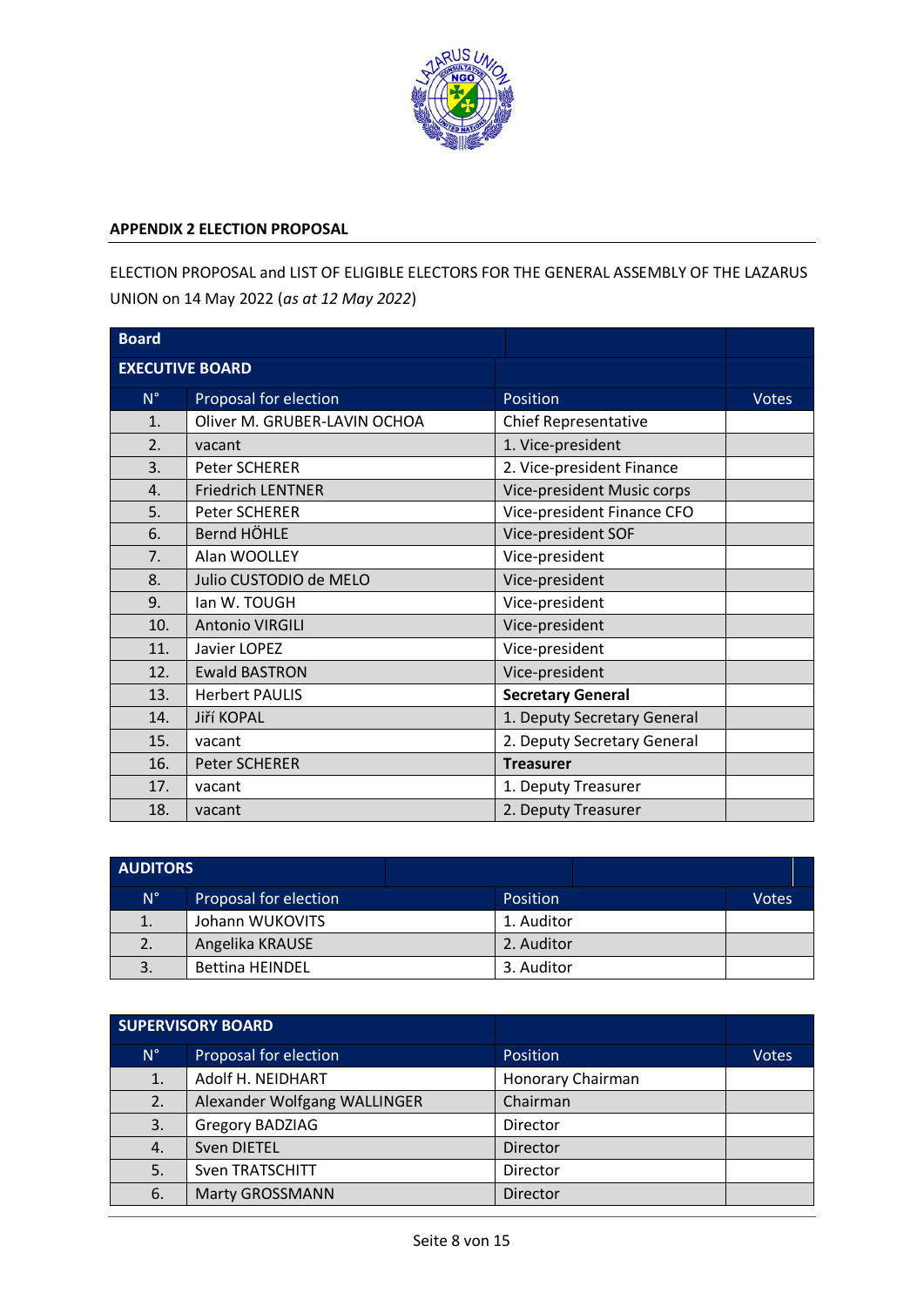**APPENDIX 2 ELECTION PROPOSAL**

ELECTION PROPOSAL and LIST OF ELIGIBLE ELECTORS FOR THE GENERAL ASSEMBLY OF THE LAZARUS UNION on 14 May 2022 (*as at 12 May 2022*)

| **Board** | | | |
|---|---|---|---|
| **EXECUTIVE BOARD** | | | |
| N° | Proposal for election | Position | Votes |
| 1. | Oliver M. GRUBER-LAVIN OCHOA | Chief Representative | |
| 2. | vacant | 1. Vice-president | |
| 3. | Peter SCHERER | 2. Vice-president Finance | |
| 4. | Friedrich LENTNER | Vice-president Music corps | |
| 5. | Peter SCHERER | Vice-president Finance CFO | |
| 6. | Bernd HÖHLE | Vice-president SOF | |
| 7. | Alan WOOLLEY | Vice-president | |
| 8. | Julio CUSTODIO de MELO | Vice-president | |
| 9. | Ian W. TOUGH | Vice-president | |
| 10. | Antonio VIRGILI | Vice-president | |
| 11. | Javier LOPEZ | Vice-president | |
| 12. | Ewald BASTRON | Vice-president | |
| 13. | Herbert PAULIS | **Secretary General** | |
| 14. | Jiří KOPAL | 1. Deputy Secretary General | |
| 15. | vacant | 2. Deputy Secretary General | |
| 16. | Peter SCHERER | **Treasurer** | |
| 17. | vacant | 1. Deputy Treasurer | |
| 18. | vacant | 2. Deputy Treasurer | |

| **AUDITORS** | | | |
|---|---|---|---|
| N° | Proposal for election | Position | Votes |
| 1. | Johann WUKOVITS | 1. Auditor | |
| 2. | Angelika KRAUSE | 2. Auditor | |
| 3. | Bettina HEINDEL | 3. Auditor | |

| **SUPERVISORY BOARD** | | | |
|---|---|---|---|
| N° | Proposal for election | Position | Votes |
| 1. | Adolf H. NEIDHART | Honorary Chairman | |
| 2. | Alexander Wolfgang WALLINGER | Chairman | |
| 3. | Gregory BADZIAG | Director | |
| 4. | Sven DIETEL | Director | |
| 5. | Sven TRATSCHITT | Director | |
| 6. | Marty GROSSMANN | Director | |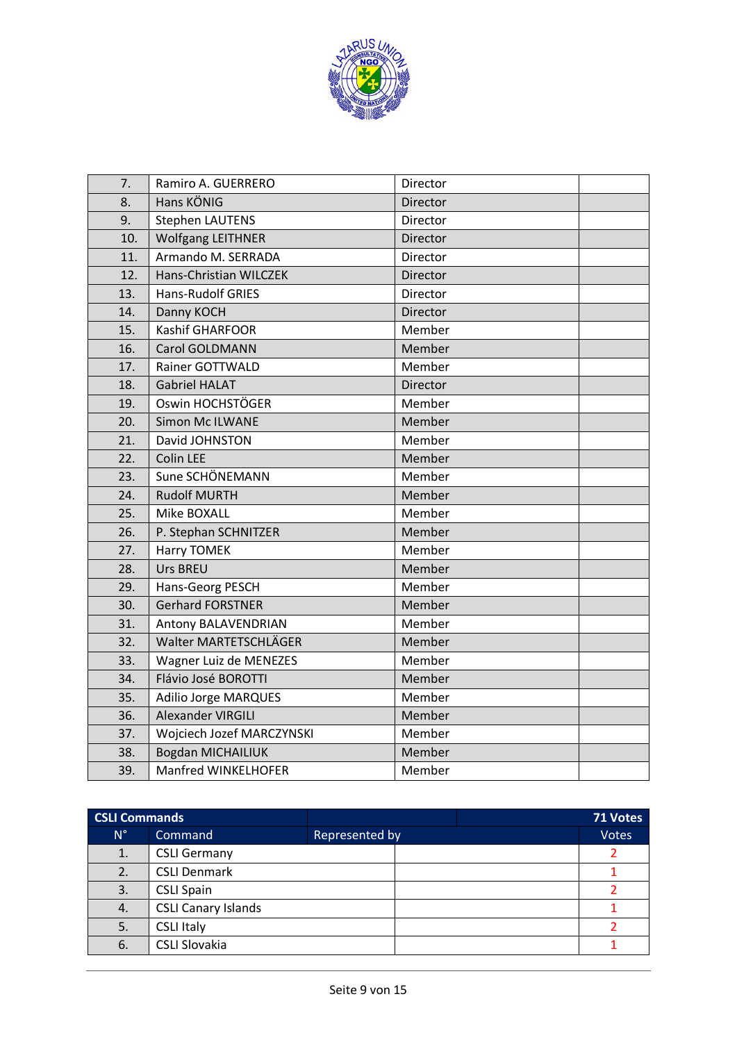| | | | |
|---|---|---|---|
| 7. | Ramiro A. GUERRERO | Director | |
| 8. | Hans KÖNIG | Director | |
| 9. | Stephen LAUTENS | Director | |
| 10. | Wolfgang LEITHNER | Director | |
| 11. | Armando M. SERRADA | Director | |
| 12. | Hans-Christian WILCZEK | Director | |
| 13. | Hans-Rudolf GRIES | Director | |
| 14. | Danny KOCH | Director | |
| 15. | Kashif GHARFOOR | Member | |
| 16. | Carol GOLDMANN | Member | |
| 17. | Rainer GOTTWALD | Member | |
| 18. | Gabriel HALAT | Director | |
| 19. | Oswin HOCHSTÖGER | Member | |
| 20. | Simon Mc ILWANE | Member | |
| 21. | David JOHNSTON | Member | |
| 22. | Colin LEE | Member | |
| 23. | Sune SCHÖNEMANN | Member | |
| 24. | Rudolf MURTH | Member | |
| 25. | Mike BOXALL | Member | |
| 26. | P. Stephan SCHNITZER | Member | |
| 27. | Harry TOMEK | Member | |
| 28. | Urs BREU | Member | |
| 29. | Hans-Georg PESCH | Member | |
| 30. | Gerhard FORSTNER | Member | |
| 31. | Antony BALAVENDRIAN | Member | |
| 32. | Walter MARTETSCHLÄGER | Member | |
| 33. | Wagner Luiz de MENEZES | Member | |
| 34. | Flávio José BOROTTI | Member | |
| 35. | Adilio Jorge MARQUES | Member | |
| 36. | Alexander VIRGILI | Member | |
| 37. | Wojciech Jozef MARCZYNSKI | Member | |
| 38. | Bogdan MICHAILIUK | Member | |
| 39. | Manfred WINKELHOFER | Member | |

| **CSLI Commands** | | | **71 Votes** |
|---|---|---|---|
| N° | Command | Represented by | Votes |
| 1. | CSLI Germany | | 2 |
| 2. | CSLI Denmark | | 1 |
| 3. | CSLI Spain | | 2 |
| 4. | CSLI Canary Islands | | 1 |
| 5. | CSLI Italy | | 2 |
| 6. | CSLI Slovakia | | 1 |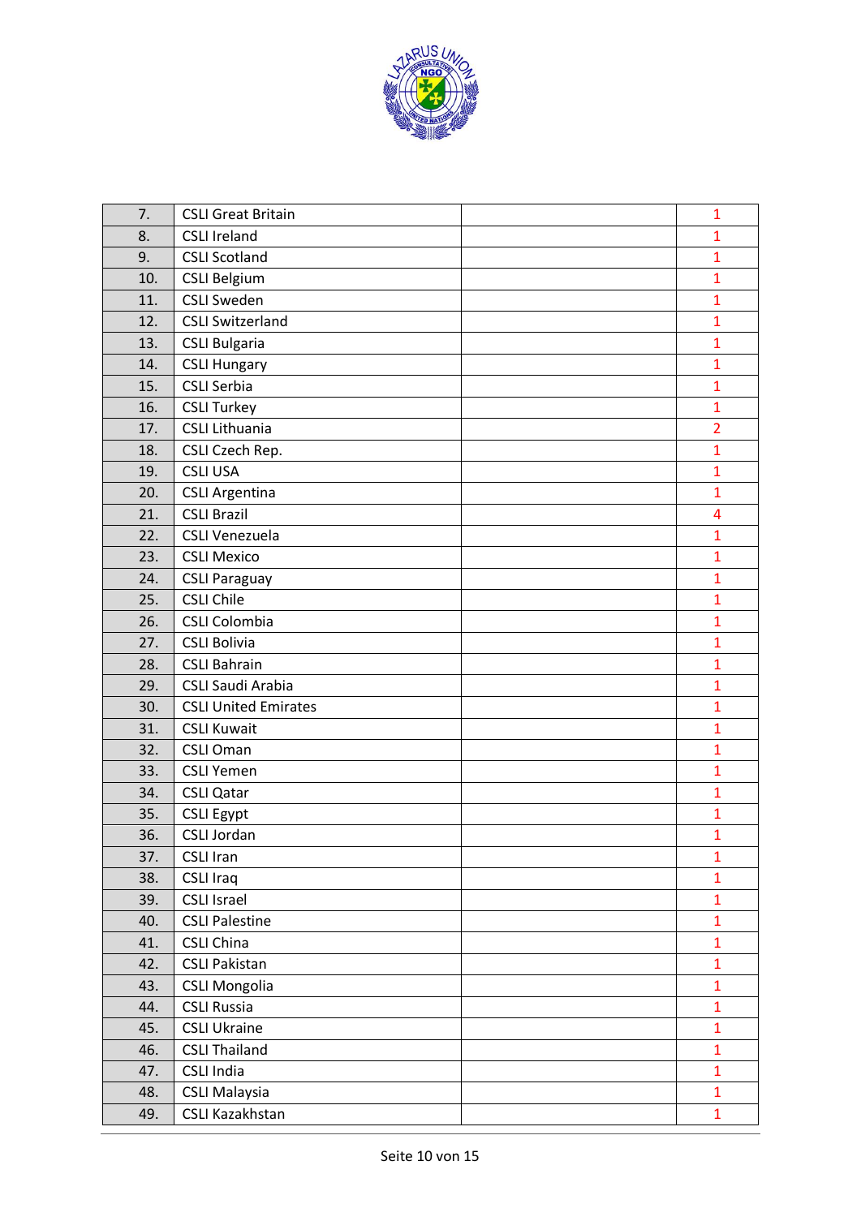| | | | |
|---|---|---|---|
| 7. | CSLI Great Britain | | 1 |
| 8. | CSLI Ireland | | 1 |
| 9. | CSLI Scotland | | 1 |
| 10. | CSLI Belgium | | 1 |
| 11. | CSLI Sweden | | 1 |
| 12. | CSLI Switzerland | | 1 |
| 13. | CSLI Bulgaria | | 1 |
| 14. | CSLI Hungary | | 1 |
| 15. | CSLI Serbia | | 1 |
| 16. | CSLI Turkey | | 1 |
| 17. | CSLI Lithuania | | 2 |
| 18. | CSLI Czech Rep. | | 1 |
| 19. | CSLI USA | | 1 |
| 20. | CSLI Argentina | | 1 |
| 21. | CSLI Brazil | | 4 |
| 22. | CSLI Venezuela | | 1 |
| 23. | CSLI Mexico | | 1 |
| 24. | CSLI Paraguay | | 1 |
| 25. | CSLI Chile | | 1 |
| 26. | CSLI Colombia | | 1 |
| 27. | CSLI Bolivia | | 1 |
| 28. | CSLI Bahrain | | 1 |
| 29. | CSLI Saudi Arabia | | 1 |
| 30. | CSLI United Emirates | | 1 |
| 31. | CSLI Kuwait | | 1 |
| 32. | CSLI Oman | | 1 |
| 33. | CSLI Yemen | | 1 |
| 34. | CSLI Qatar | | 1 |
| 35. | CSLI Egypt | | 1 |
| 36. | CSLI Jordan | | 1 |
| 37. | CSLI Iran | | 1 |
| 38. | CSLI Iraq | | 1 |
| 39. | CSLI Israel | | 1 |
| 40. | CSLI Palestine | | 1 |
| 41. | CSLI China | | 1 |
| 42. | CSLI Pakistan | | 1 |
| 43. | CSLI Mongolia | | 1 |
| 44. | CSLI Russia | | 1 |
| 45. | CSLI Ukraine | | 1 |
| 46. | CSLI Thailand | | 1 |
| 47. | CSLI India | | 1 |
| 48. | CSLI Malaysia | | 1 |
| 49. | CSLI Kazakhstan | | 1 |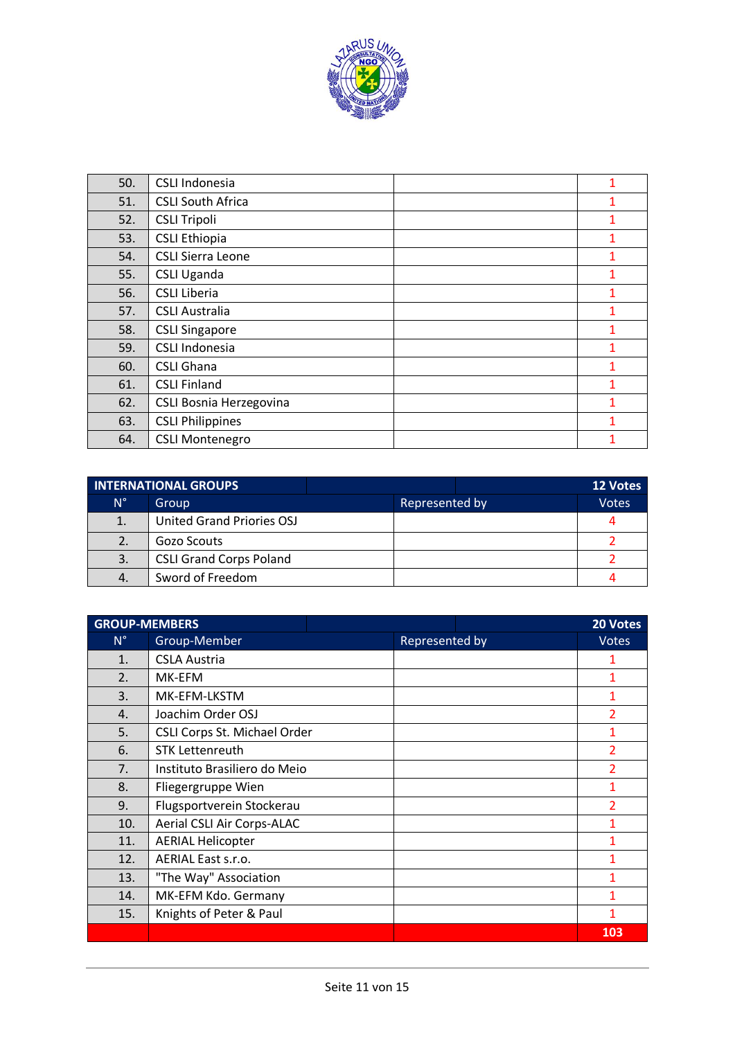| | | | |
|---|---|---|---|
| 50. | CSLI Indonesia | | 1 |
| 51. | CSLI South Africa | | 1 |
| 52. | CSLI Tripoli | | 1 |
| 53. | CSLI Ethiopia | | 1 |
| 54. | CSLI Sierra Leone | | 1 |
| 55. | CSLI Uganda | | 1 |
| 56. | CSLI Liberia | | 1 |
| 57. | CSLI Australia | | 1 |
| 58. | CSLI Singapore | | 1 |
| 59. | CSLI Indonesia | | 1 |
| 60. | CSLI Ghana | | 1 |
| 61. | CSLI Finland | | 1 |
| 62. | CSLI Bosnia Herzegovina | | 1 |
| 63. | CSLI Philippines | | 1 |
| 64. | CSLI Montenegro | | 1 |

| INTERNATIONAL GROUPS | | | 12 Votes |
|---|---|---|---|
| N° | Group | Represented by | Votes |
| 1. | United Grand Priories OSJ | | 4 |
| 2. | Gozo Scouts | | 2 |
| 3. | CSLI Grand Corps Poland | | 2 |
| 4. | Sword of Freedom | | 4 |

| GROUP-MEMBERS | | | 20 Votes |
|---|---|---|---|
| N° | Group-Member | Represented by | Votes |
| 1. | CSLA Austria | | 1 |
| 2. | MK-EFM | | 1 |
| 3. | MK-EFM-LKSTM | | 1 |
| 4. | Joachim Order OSJ | | 2 |
| 5. | CSLI Corps St. Michael Order | | 1 |
| 6. | STK Lettenreuth | | 2 |
| 7. | Instituto Brasiliero do Meio | | 2 |
| 8. | Fliegergruppe Wien | | 1 |
| 9. | Flugsportverein Stockerau | | 2 |
| 10. | Aerial CSLI Air Corps-ALAC | | 1 |
| 11. | AERIAL Helicopter | | 1 |
| 12. | AERIAL East s.r.o. | | 1 |
| 13. | "The Way" Association | | 1 |
| 14. | MK-EFM Kdo. Germany | | 1 |
| 15. | Knights of Peter & Paul | | 1 |
| | | | 103 |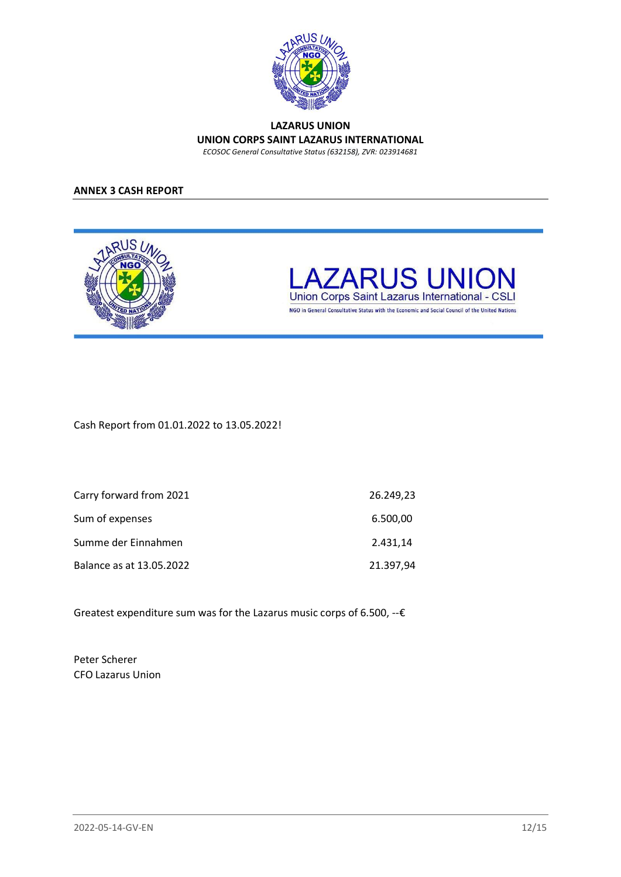**LAZARUS UNION**
**UNION CORPS SAINT LAZARUS INTERNATIONAL**
*ECOSOC General Consultative Status (632158), ZVR: 023914681*

## ANNEX 3 CASH REPORT

LAZARUS UNION
Union Corps Saint Lazarus International - CSLI
NGO in General Consultative Status with the Economic and Social Council of the United Nations

Cash Report from 01.01.2022 to 13.05.2022!

| | |
|---|---|
| Carry forward from 2021 | 26.249,23 |
| Sum of expenses | 6.500,00 |
| Summe der Einnahmen | 2.431,14 |
| Balance as at 13.05.2022 | 21.397,94 |

Greatest expenditure sum was for the Lazarus music corps of 6.500, --€

Peter Scherer
CFO Lazarus Union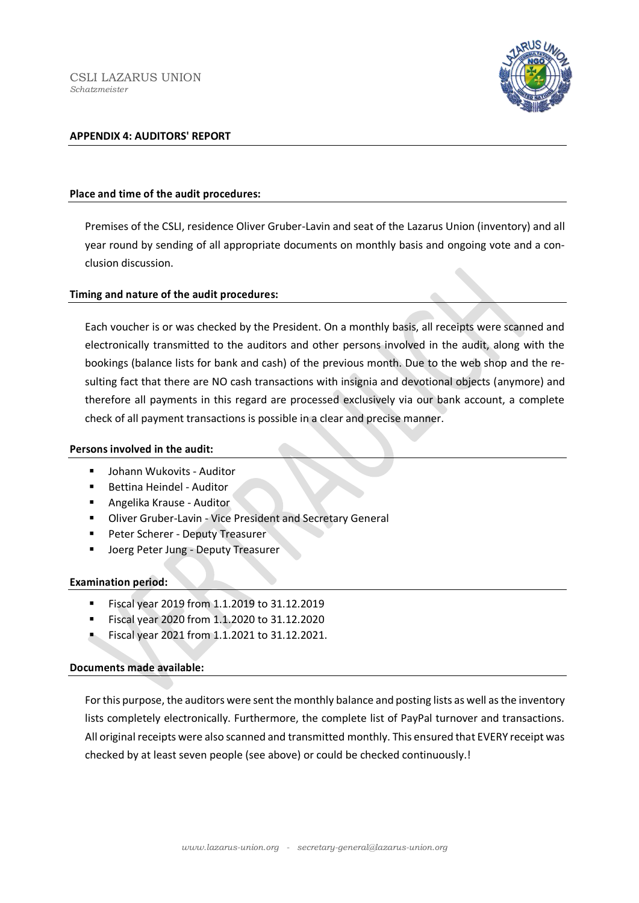CSLI LAZARUS UNION
*Schatzmeister*

## APPENDIX 4: AUDITORS' REPORT

### Place and time of the audit procedures:

Premises of the CSLI, residence Oliver Gruber-Lavin and seat of the Lazarus Union (inventory) and all year round by sending of all appropriate documents on monthly basis and ongoing vote and a conclusion discussion.

### Timing and nature of the audit procedures:

Each voucher is or was checked by the President. On a monthly basis, all receipts were scanned and electronically transmitted to the auditors and other persons involved in the audit, along with the bookings (balance lists for bank and cash) of the previous month. Due to the web shop and the resulting fact that there are NO cash transactions with insignia and devotional objects (anymore) and therefore all payments in this regard are processed exclusively via our bank account, a complete check of all payment transactions is possible in a clear and precise manner.

### Persons involved in the audit:

- Johann Wukovits - Auditor
- Bettina Heindel - Auditor
- Angelika Krause - Auditor
- Oliver Gruber-Lavin - Vice President and Secretary General
- Peter Scherer - Deputy Treasurer
- Joerg Peter Jung - Deputy Treasurer

### Examination period:

- Fiscal year 2019 from 1.1.2019 to 31.12.2019
- Fiscal year 2020 from 1.1.2020 to 31.12.2020
- Fiscal year 2021 from 1.1.2021 to 31.12.2021.

### Documents made available:

For this purpose, the auditors were sent the monthly balance and posting lists as well as the inventory lists completely electronically. Furthermore, the complete list of PayPal turnover and transactions. All original receipts were also scanned and transmitted monthly. This ensured that EVERY receipt was checked by at least seven people (see above) or could be checked continuously.!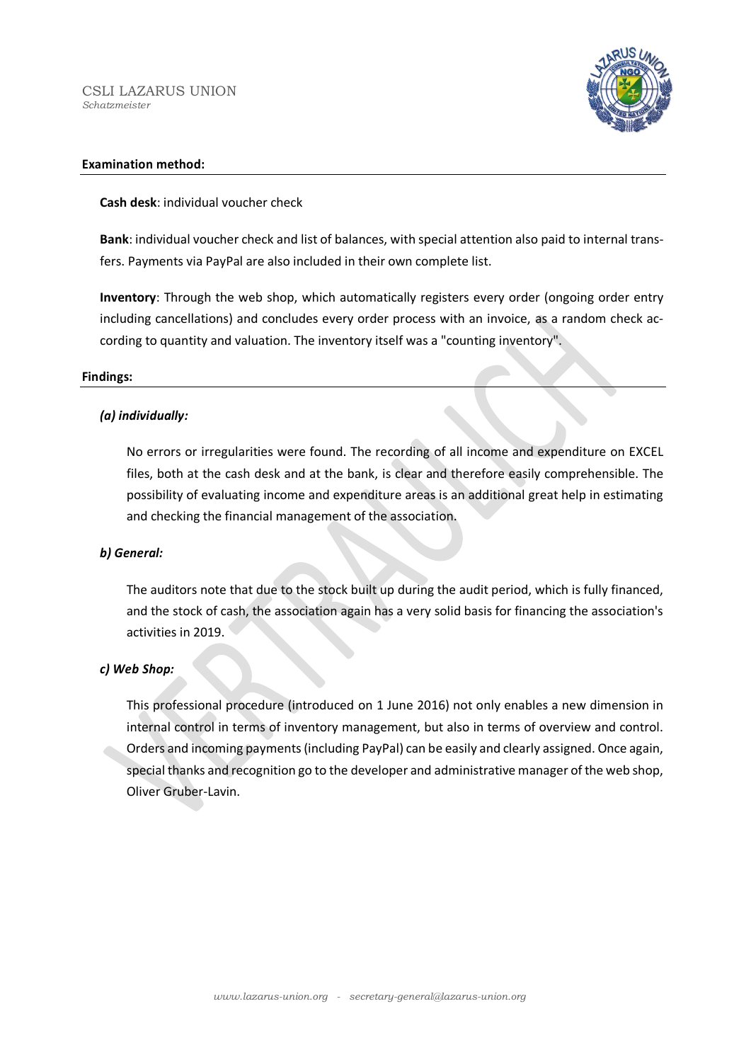**Examination method:**

**Cash desk**: individual voucher check

**Bank**: individual voucher check and list of balances, with special attention also paid to internal transfers. Payments via PayPal are also included in their own complete list.

**Inventory**: Through the web shop, which automatically registers every order (ongoing order entry including cancellations) and concludes every order process with an invoice, as a random check according to quantity and valuation. The inventory itself was a "counting inventory".

**Findings:**

***(a) individually:***

No errors or irregularities were found. The recording of all income and expenditure on EXCEL files, both at the cash desk and at the bank, is clear and therefore easily comprehensible. The possibility of evaluating income and expenditure areas is an additional great help in estimating and checking the financial management of the association.

***b) General:***

The auditors note that due to the stock built up during the audit period, which is fully financed, and the stock of cash, the association again has a very solid basis for financing the association's activities in 2019.

***c) Web Shop:***

This professional procedure (introduced on 1 June 2016) not only enables a new dimension in internal control in terms of inventory management, but also in terms of overview and control. Orders and incoming payments (including PayPal) can be easily and clearly assigned. Once again, special thanks and recognition go to the developer and administrative manager of the web shop, Oliver Gruber-Lavin.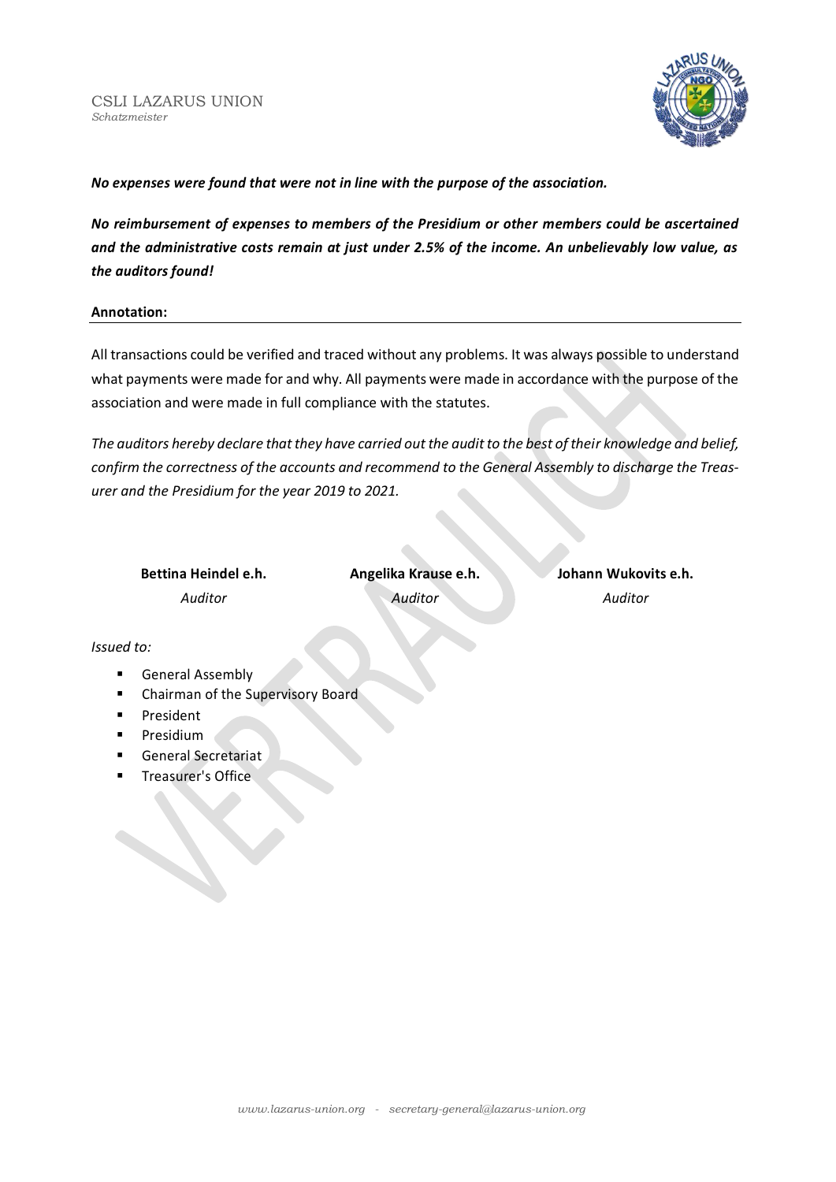*No expenses were found that were not in line with the purpose of the association.*

***No reimbursement of expenses to members of the Presidium or other members could be ascertained and the administrative costs remain at just under 2.5% of the income. An unbelievably low value, as the auditors found!***

**Annotation:**

All transactions could be verified and traced without any problems. It was always possible to understand what payments were made for and why. All payments were made in accordance with the purpose of the association and were made in full compliance with the statutes.

*The auditors hereby declare that they have carried out the audit to the best of their knowledge and belief, confirm the correctness of the accounts and recommend to the General Assembly to discharge the Treasurer and the Presidium for the year 2019 to 2021.*

| | | |
|---|---|---|
| **Bettina Heindel e.h.** | **Angelika Krause e.h.** | **Johann Wukovits e.h.** |
| *Auditor* | *Auditor* | *Auditor* |

*Issued to:*

- General Assembly
- Chairman of the Supervisory Board
- President
- Presidium
- General Secretariat
- Treasurer's Office